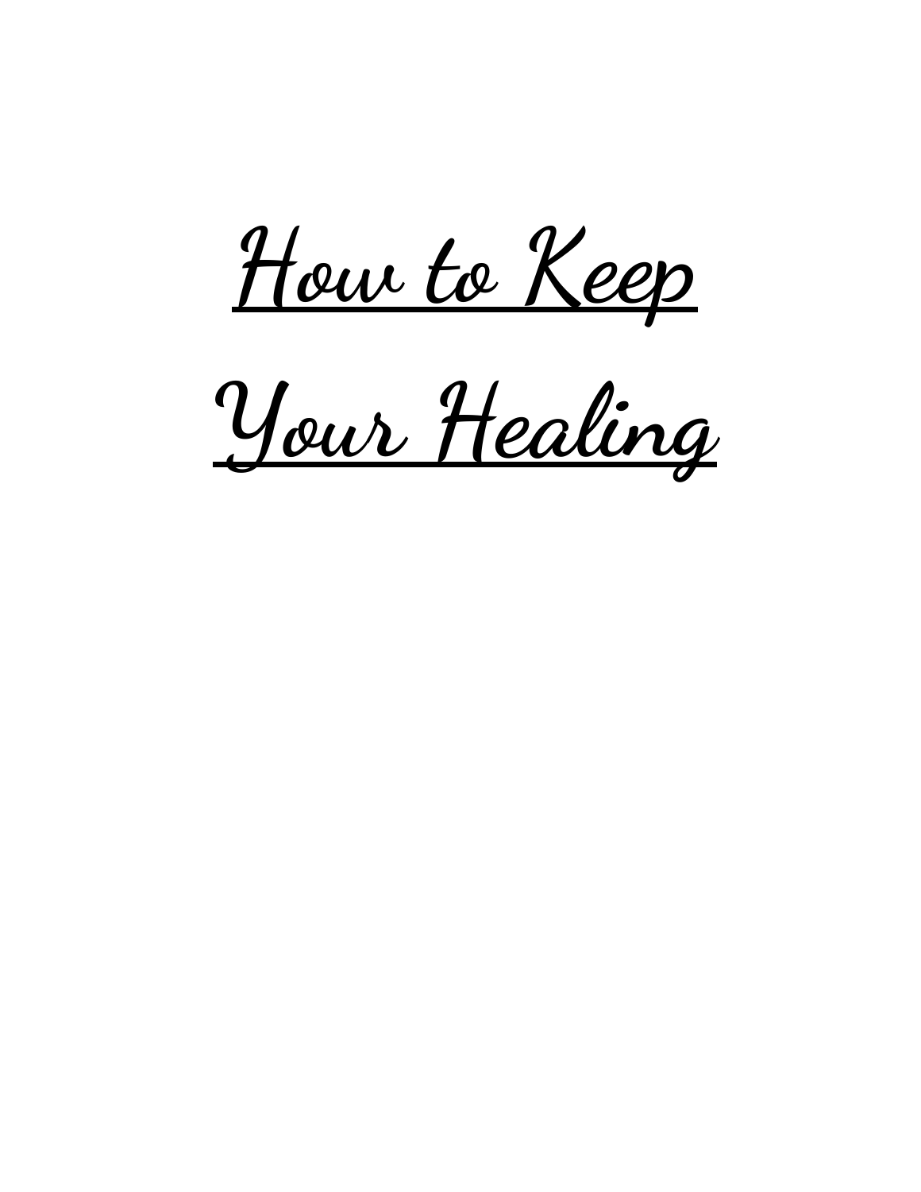# How to Keep Your Healing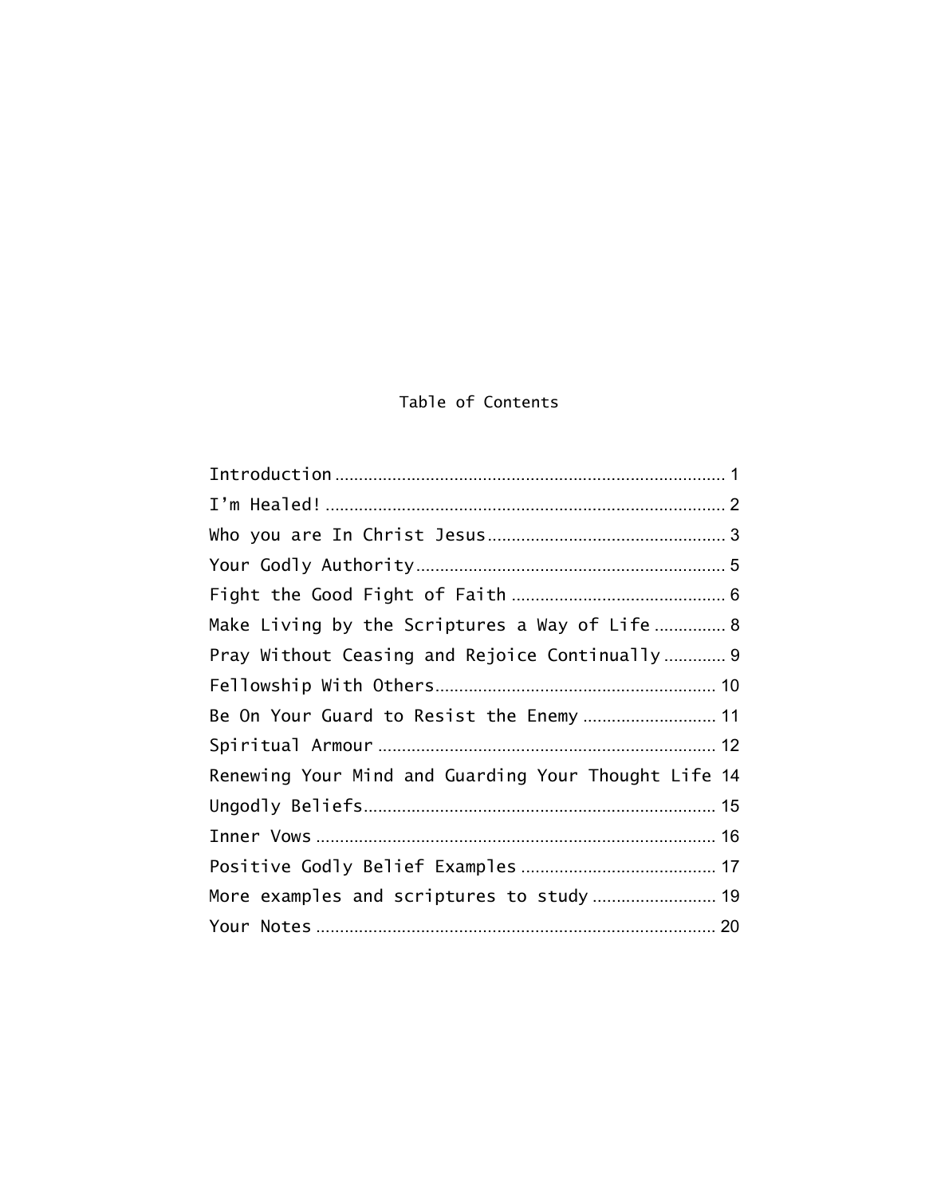# Table of Contents

| | |
|---|---|
| Introduction | 1 |
| I'm Healed! | 2 |
| Who you are In Christ Jesus | 3 |
| Your Godly Authority | 5 |
| Fight the Good Fight of Faith | 6 |
| Make Living by the Scriptures a Way of Life | 8 |
| Pray Without Ceasing and Rejoice Continually | 9 |
| Fellowship With Others | 10 |
| Be On Your Guard to Resist the Enemy | 11 |
| Spiritual Armour | 12 |
| Renewing Your Mind and Guarding Your Thought Life | 14 |
| Ungodly Beliefs | 15 |
| Inner Vows | 16 |
| Positive Godly Belief Examples | 17 |
| More examples and scriptures to study | 19 |
| Your Notes | 20 |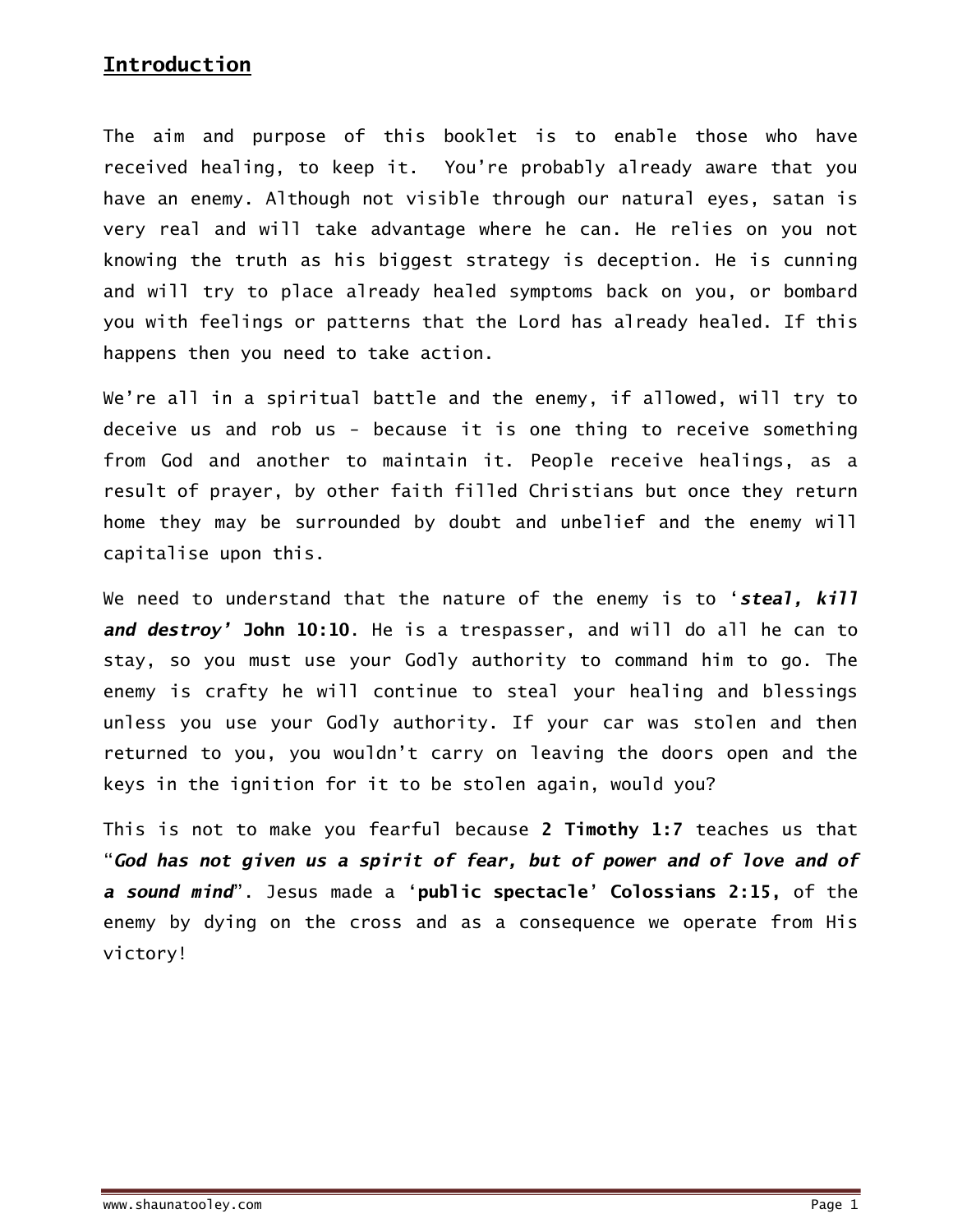## Introduction

The aim and purpose of this booklet is to enable those who have received healing, to keep it. You're probably already aware that you have an enemy. Although not visible through our natural eyes, satan is very real and will take advantage where he can. He relies on you not knowing the truth as his biggest strategy is deception. He is cunning and will try to place already healed symptoms back on you, or bombard you with feelings or patterns that the Lord has already healed. If this happens then you need to take action.

We're all in a spiritual battle and the enemy, if allowed, will try to deceive us and rob us - because it is one thing to receive something from God and another to maintain it. People receive healings, as a result of prayer, by other faith filled Christians but once they return home they may be surrounded by doubt and unbelief and the enemy will capitalise upon this.

We need to understand that the nature of the enemy is to '***steal, kill and destroy'*** **John 10:10**. He is a trespasser, and will do all he can to stay, so you must use your Godly authority to command him to go. The enemy is crafty he will continue to steal your healing and blessings unless you use your Godly authority. If your car was stolen and then returned to you, you wouldn't carry on leaving the doors open and the keys in the ignition for it to be stolen again, would you?

This is not to make you fearful because **2 Timothy 1:7** teaches us that "***God has not given us a spirit of fear, but of power and of love and of a sound mind***". Jesus made a '**public spectacle**' **Colossians 2:15,** of the enemy by dying on the cross and as a consequence we operate from His victory!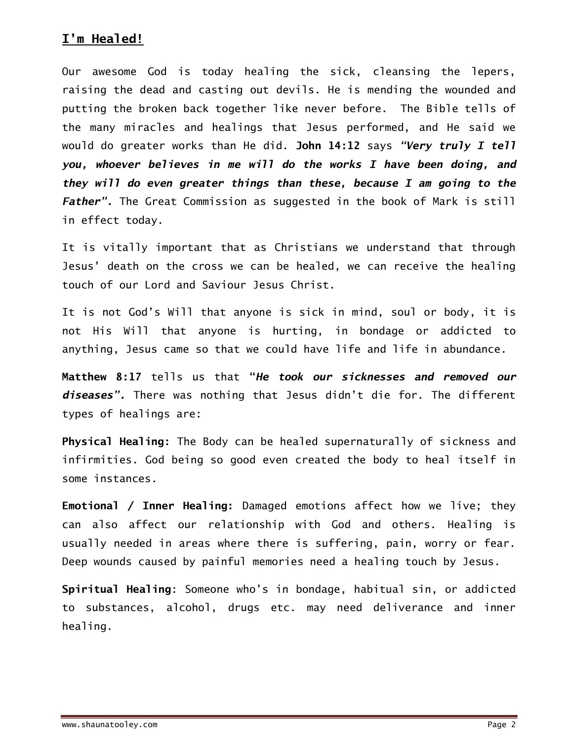## **I'm Healed!**

Our awesome God is today healing the sick, cleansing the lepers, raising the dead and casting out devils. He is mending the wounded and putting the broken back together like never before. The Bible tells of the many miracles and healings that Jesus performed, and He said we would do greater works than He did. **John 14:12** says ***"Very truly I tell you, whoever believes in me will do the works I have been doing, and they will do even greater things than these, because I am going to the Father".*** The Great Commission as suggested in the book of Mark is still in effect today.

It is vitally important that as Christians we understand that through Jesus' death on the cross we can be healed, we can receive the healing touch of our Lord and Saviour Jesus Christ.

It is not God's Will that anyone is sick in mind, soul or body, it is not His Will that anyone is hurting, in bondage or addicted to anything, Jesus came so that we could have life and life in abundance.

**Matthew 8:17** tells us that "***He took our sicknesses and removed our diseases".*** There was nothing that Jesus didn't die for. The different types of healings are:

**Physical Healing:** The Body can be healed supernaturally of sickness and infirmities. God being so good even created the body to heal itself in some instances.

**Emotional / Inner Healing:** Damaged emotions affect how we live; they can also affect our relationship with God and others. Healing is usually needed in areas where there is suffering, pain, worry or fear. Deep wounds caused by painful memories need a healing touch by Jesus.

**Spiritual Healing**: Someone who's in bondage, habitual sin, or addicted to substances, alcohol, drugs etc. may need deliverance and inner healing.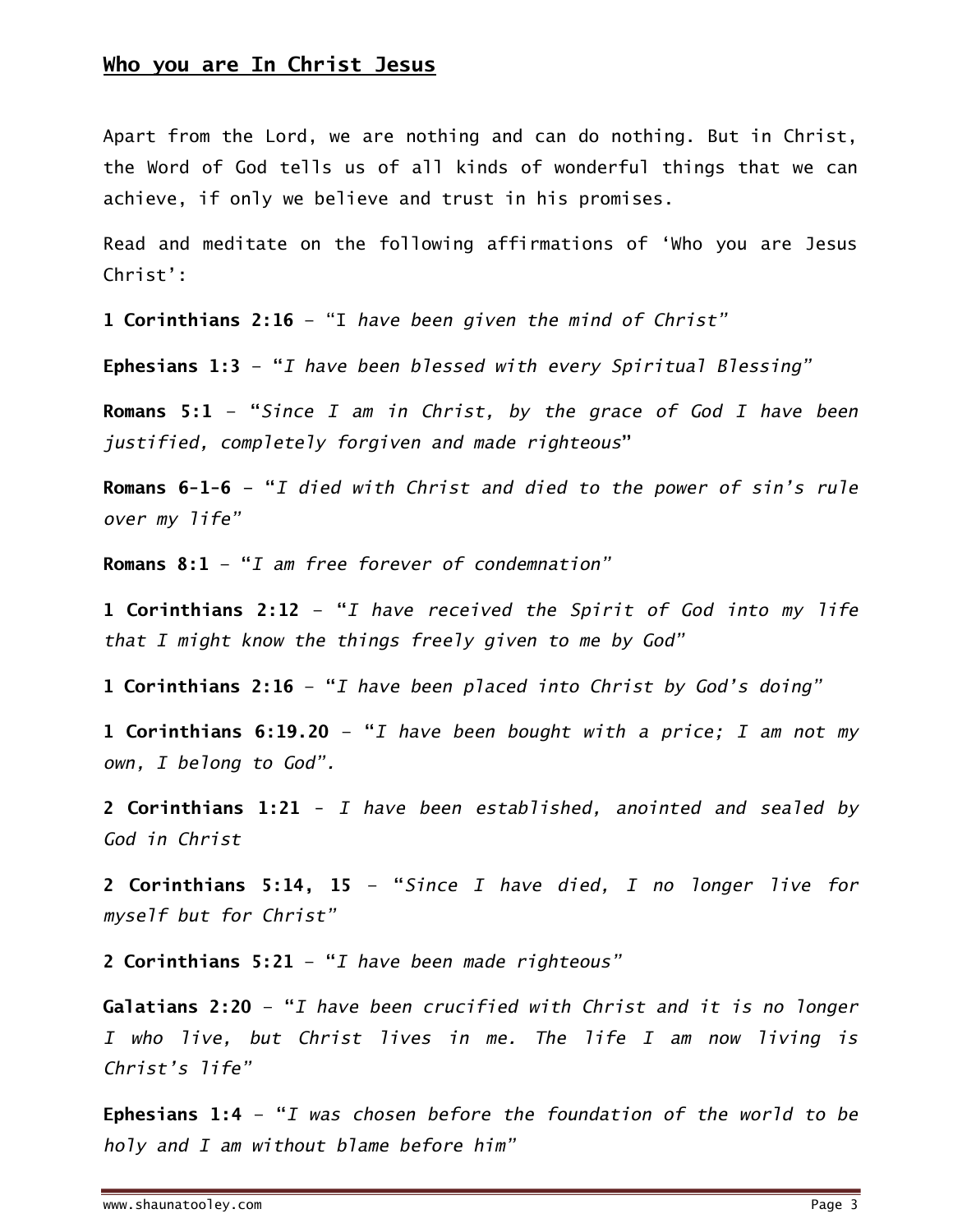## **Who you are In Christ Jesus**

Apart from the Lord, we are nothing and can do nothing. But in Christ, the Word of God tells us of all kinds of wonderful things that we can achieve, if only we believe and trust in his promises.

Read and meditate on the following affirmations of 'Who you are Jesus Christ':

**1 Corinthians 2:16** – "I *have been given the mind of Christ*"

**Ephesians 1:3** – "*I have been blessed with every Spiritual Blessing*"

**Romans 5:1** – "*Since I am in Christ, by the grace of God I have been justified, completely forgiven and made righteous*"

**Romans 6-1-6** – "*I died with Christ and died to the power of sin's rule over my life*"

**Romans 8:1** – "*I am free forever of condemnation*"

**1 Corinthians 2:12** – "*I have received the Spirit of God into my life that I might know the things freely given to me by God*"

**1 Corinthians 2:16** – "*I have been placed into Christ by God's doing*"

**1 Corinthians 6:19.20** – "*I have been bought with a price; I am not my own, I belong to God*".

**2 Corinthians 1:21** - *I have been established, anointed and sealed by God in Christ*

**2 Corinthians 5:14, 15** – "*Since I have died, I no longer live for myself but for Christ*"

**2 Corinthians 5:21** – "*I have been made righteous*"

**Galatians 2:20** – "*I have been crucified with Christ and it is no longer I who live, but Christ lives in me. The life I am now living is Christ's life*"

**Ephesians 1:4** – "*I was chosen before the foundation of the world to be holy and I am without blame before him*"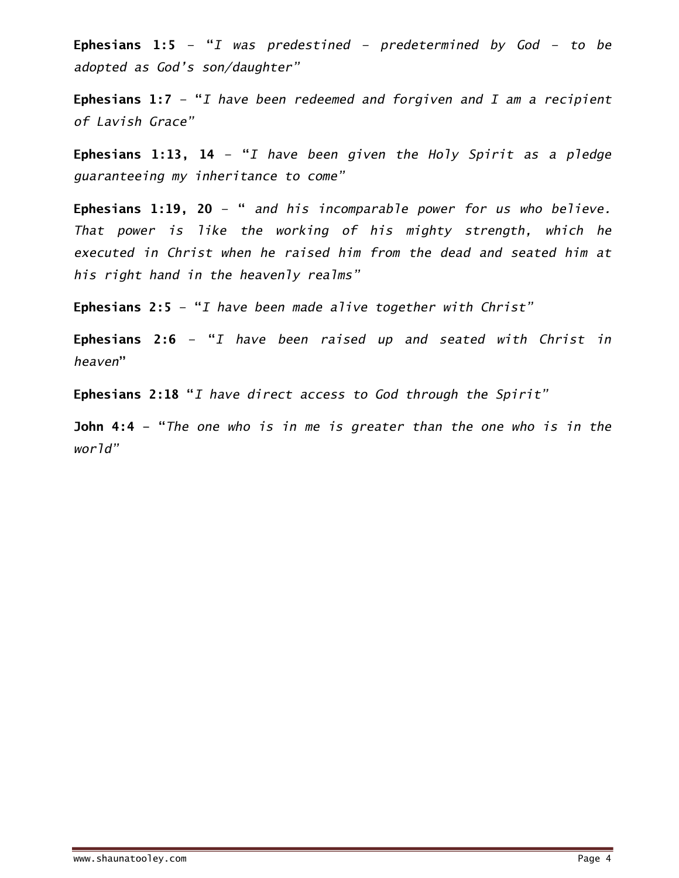**Ephesians 1:5** – "*I was predestined – predetermined by God – to be adopted as God's son/daughter*"

**Ephesians 1:7** – "*I have been redeemed and forgiven and I am a recipient of Lavish Grace*"

**Ephesians 1:13, 14** – "*I have been given the Holy Spirit as a pledge guaranteeing my inheritance to come*"

**Ephesians 1:19, 20** – " *and his incomparable power for us who believe. That power is like the working of his mighty strength, which he executed in Christ when he raised him from the dead and seated him at his right hand in the heavenly realms*"

**Ephesians 2:5** – "*I have been made alive together with Christ*"

**Ephesians 2:6** – "*I have been raised up and seated with Christ in heaven*"

**Ephesians 2:18** "*I have direct access to God through the Spirit*"

**John 4:4** – "*The one who is in me is greater than the one who is in the world*"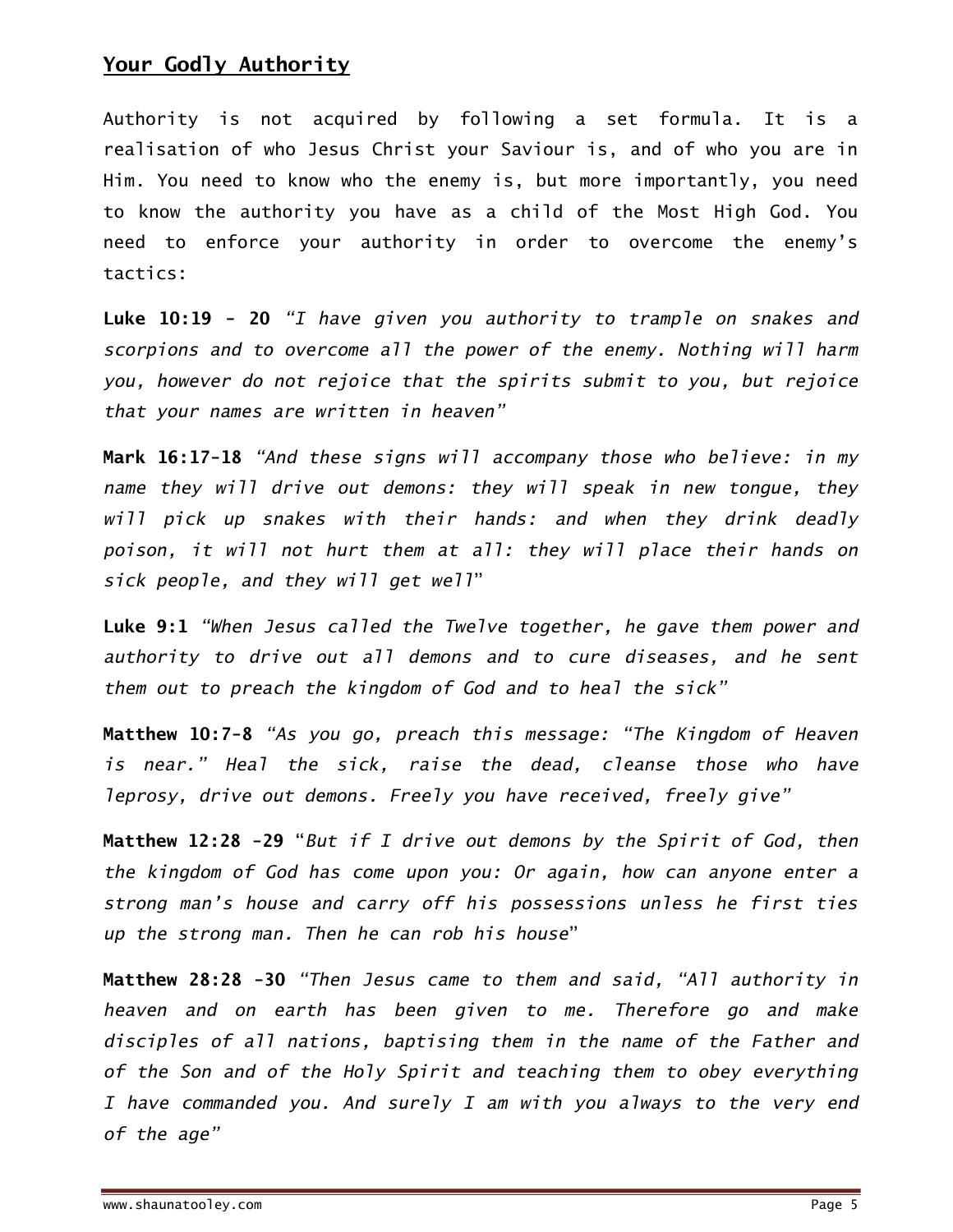## Your Godly Authority

Authority is not acquired by following a set formula. It is a realisation of who Jesus Christ your Saviour is, and of who you are in Him. You need to know who the enemy is, but more importantly, you need to know the authority you have as a child of the Most High God. You need to enforce your authority in order to overcome the enemy's tactics:

**Luke 10:19 - 20** *"I have given you authority to trample on snakes and scorpions and to overcome all the power of the enemy. Nothing will harm you, however do not rejoice that the spirits submit to you, but rejoice that your names are written in heaven"*

**Mark 16:17-18** *"And these signs will accompany those who believe: in my name they will drive out demons: they will speak in new tongue, they will pick up snakes with their hands: and when they drink deadly poison, it will not hurt them at all: they will place their hands on sick people, and they will get well"*

**Luke 9:1** *"When Jesus called the Twelve together, he gave them power and authority to drive out all demons and to cure diseases, and he sent them out to preach the kingdom of God and to heal the sick"*

**Matthew 10:7-8** *"As you go, preach this message: "The Kingdom of Heaven is near." Heal the sick, raise the dead, cleanse those who have leprosy, drive out demons. Freely you have received, freely give"*

**Matthew 12:28 -29** "*But if I drive out demons by the Spirit of God, then the kingdom of God has come upon you: Or again, how can anyone enter a strong man's house and carry off his possessions unless he first ties up the strong man. Then he can rob his house*"

**Matthew 28:28 -30** *"Then Jesus came to them and said, "All authority in heaven and on earth has been given to me. Therefore go and make disciples of all nations, baptising them in the name of the Father and of the Son and of the Holy Spirit and teaching them to obey everything I have commanded you. And surely I am with you always to the very end of the age"*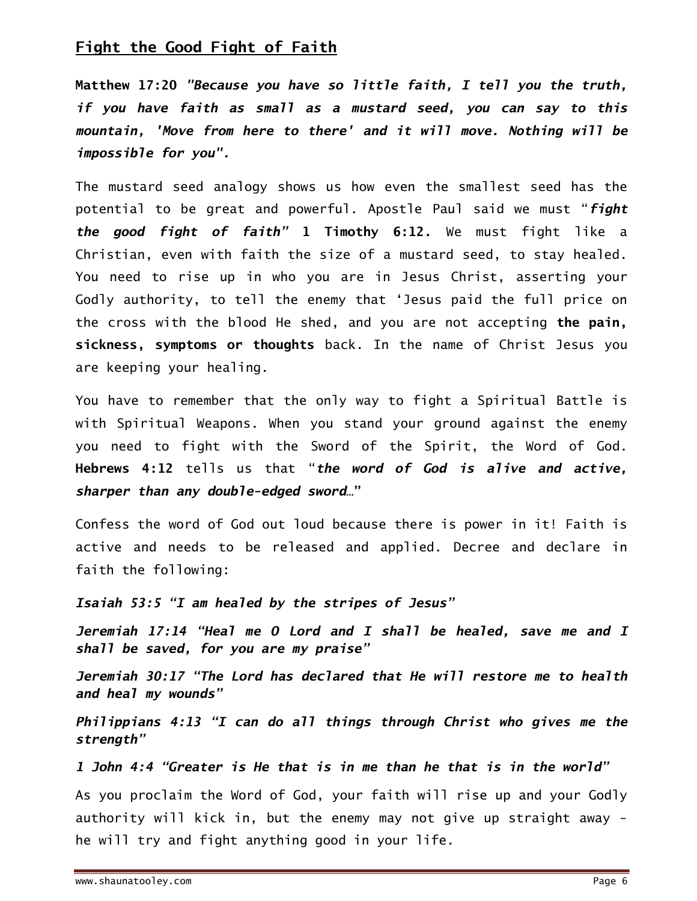## Fight the Good Fight of Faith

**Matthew 17:20** ***"Because you have so little faith, I tell you the truth, if you have faith as small as a mustard seed, you can say to this mountain, 'Move from here to there' and it will move. Nothing will be impossible for you".***

The mustard seed analogy shows us how even the smallest seed has the potential to be great and powerful. Apostle Paul said we must "***fight the good fight of faith***" **1 Timothy 6:12.** We must fight like a Christian, even with faith the size of a mustard seed, to stay healed. You need to rise up in who you are in Jesus Christ, asserting your Godly authority, to tell the enemy that 'Jesus paid the full price on the cross with the blood He shed, and you are not accepting **the pain, sickness, symptoms or thoughts** back. In the name of Christ Jesus you are keeping your healing.

You have to remember that the only way to fight a Spiritual Battle is with Spiritual Weapons. When you stand your ground against the enemy you need to fight with the Sword of the Spirit, the Word of God. **Hebrews 4:12** tells us that "***the word of God is alive and active, sharper than any double-edged sword…***"

Confess the word of God out loud because there is power in it! Faith is active and needs to be released and applied. Decree and declare in faith the following:

***Isaiah 53:5 "I am healed by the stripes of Jesus"***

***Jeremiah 17:14 "Heal me O Lord and I shall be healed, save me and I shall be saved, for you are my praise"***

***Jeremiah 30:17 "The Lord has declared that He will restore me to health and heal my wounds"***

***Philippians 4:13 "I can do all things through Christ who gives me the strength"***

***1 John 4:4 "Greater is He that is in me than he that is in the world"***

As you proclaim the Word of God, your faith will rise up and your Godly authority will kick in, but the enemy may not give up straight away - he will try and fight anything good in your life.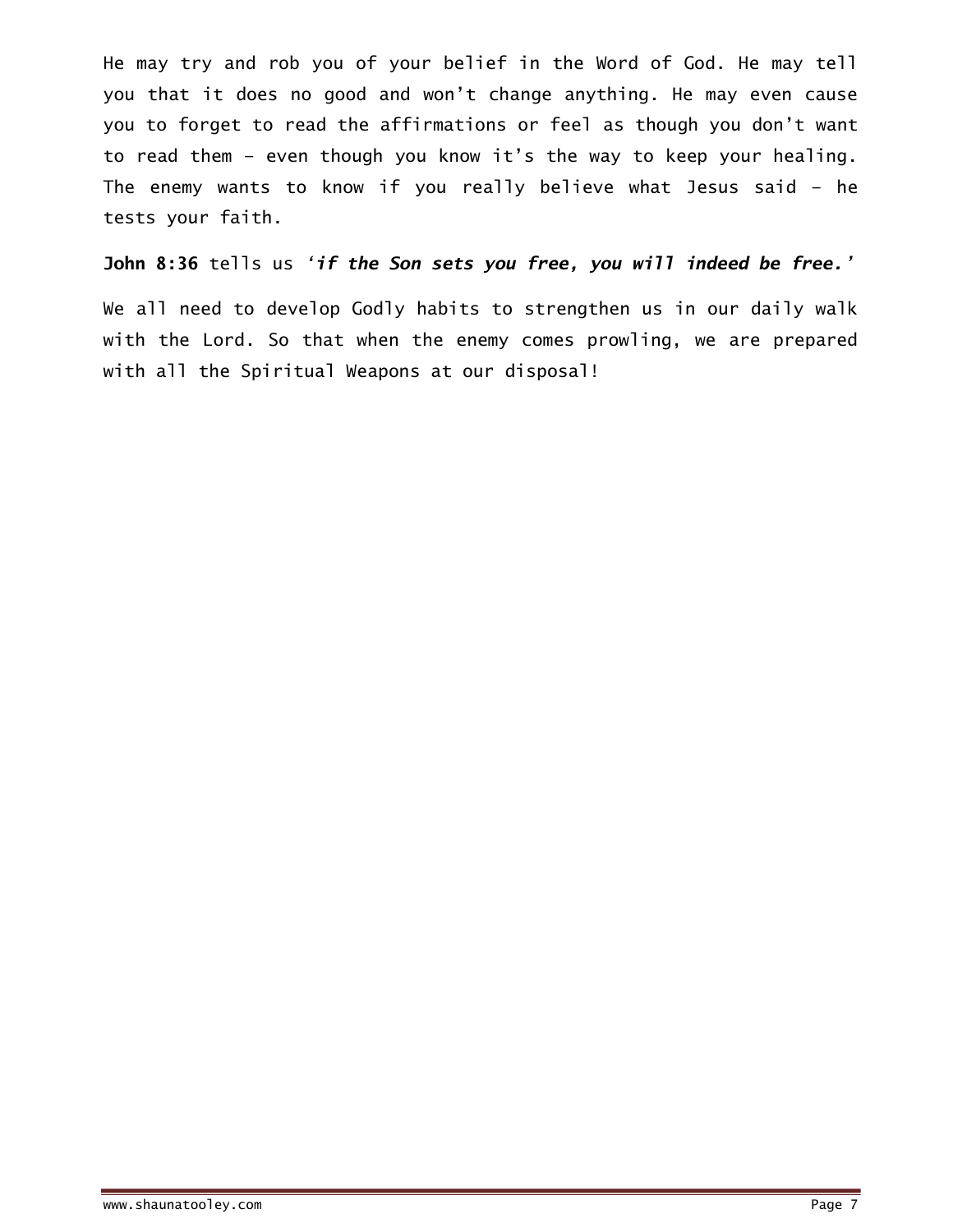He may try and rob you of your belief in the Word of God. He may tell you that it does no good and won't change anything. He may even cause you to forget to read the affirmations or feel as though you don't want to read them – even though you know it's the way to keep your healing. The enemy wants to know if you really believe what Jesus said – he tests your faith.

**John 8:36** tells us '***if the Son sets you free, you will indeed be free.***'

We all need to develop Godly habits to strengthen us in our daily walk with the Lord. So that when the enemy comes prowling, we are prepared with all the Spiritual Weapons at our disposal!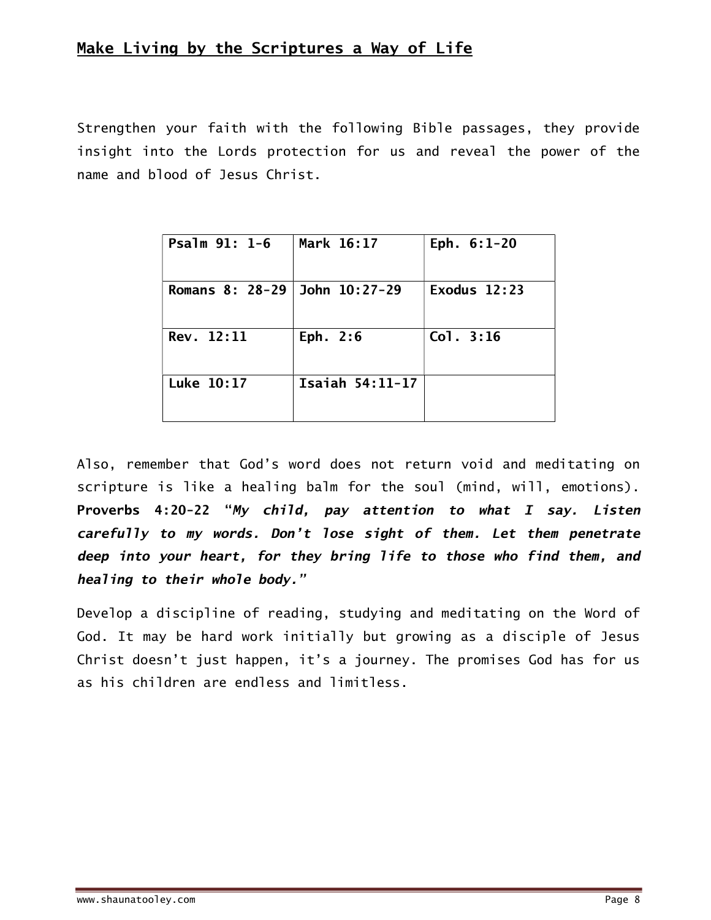## Make Living by the Scriptures a Way of Life

Strengthen your faith with the following Bible passages, they provide insight into the Lords protection for us and reveal the power of the name and blood of Jesus Christ.

| **Psalm 91: 1-6** | **Mark 16:17** | **Eph. 6:1-20** |
|---|---|---|
| **Romans 8: 28-29** | **John 10:27-29** | **Exodus 12:23** |
| **Rev. 12:11** | **Eph. 2:6** | **Col. 3:16** |
| **Luke 10:17** | **Isaiah 54:11-17** | |

Also, remember that God's word does not return void and meditating on scripture is like a healing balm for the soul (mind, will, emotions). **Proverbs 4:20-22 "*My child, pay attention to what I say. Listen carefully to my words. Don't lose sight of them. Let them penetrate deep into your heart, for they bring life to those who find them, and healing to their whole body.*"**

Develop a discipline of reading, studying and meditating on the Word of God. It may be hard work initially but growing as a disciple of Jesus Christ doesn't just happen, it's a journey. The promises God has for us as his children are endless and limitless.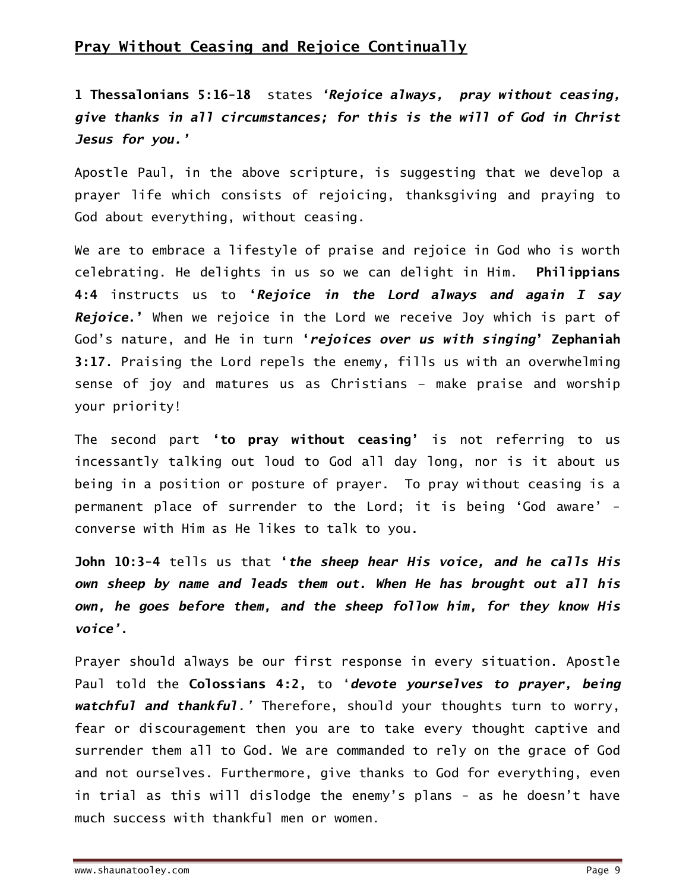## Pray Without Ceasing and Rejoice Continually

**1 Thessalonians 5:16-18** states ***'Rejoice always, pray without ceasing, give thanks in all circumstances; for this is the will of God in Christ Jesus for you.'***

Apostle Paul, in the above scripture, is suggesting that we develop a prayer life which consists of rejoicing, thanksgiving and praying to God about everything, without ceasing.

We are to embrace a lifestyle of praise and rejoice in God who is worth celebrating. He delights in us so we can delight in Him. **Philippians 4:4** instructs us to **'*Rejoice in the Lord always and again I say Rejoice*.'** When we rejoice in the Lord we receive Joy which is part of God's nature, and He in turn **'*rejoices over us with singing*' Zephaniah 3:17**. Praising the Lord repels the enemy, fills us with an overwhelming sense of joy and matures us as Christians – make praise and worship your priority!

The second part **'to pray without ceasing'** is not referring to us incessantly talking out loud to God all day long, nor is it about us being in a position or posture of prayer. To pray without ceasing is a permanent place of surrender to the Lord; it is being 'God aware' - converse with Him as He likes to talk to you.

**John 10:3-4** tells us that **'*the sheep hear His voice, and he calls His own sheep by name and leads them out. When He has brought out all his own, he goes before them, and the sheep follow him, for they know His voice*'.**

Prayer should always be our first response in every situation. Apostle Paul told the **Colossians 4:2**, to '***devote yourselves to prayer, being watchful and thankful.'*** Therefore, should your thoughts turn to worry, fear or discouragement then you are to take every thought captive and surrender them all to God. We are commanded to rely on the grace of God and not ourselves. Furthermore, give thanks to God for everything, even in trial as this will dislodge the enemy's plans - as he doesn't have much success with thankful men or women.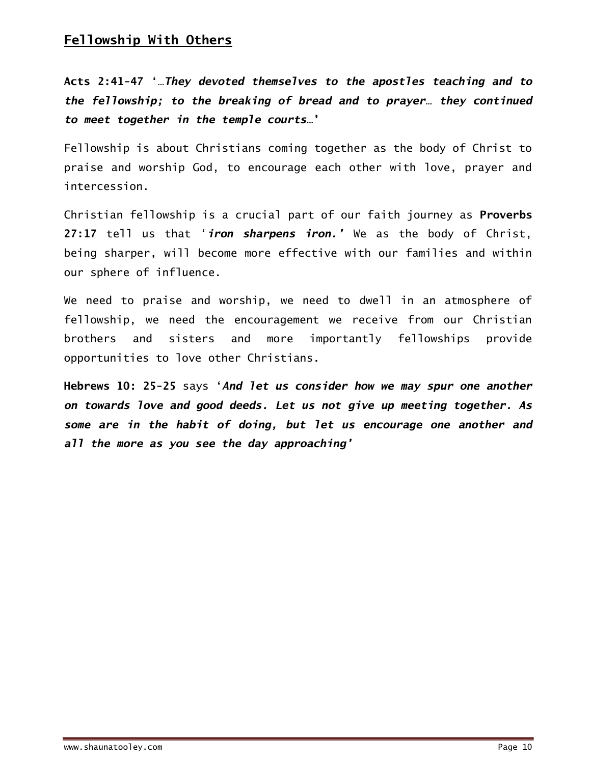## Fellowship With Others

**Acts 2:41-47** '…***They devoted themselves to the apostles teaching and to the fellowship; to the breaking of bread and to prayer… they continued to meet together in the temple courts…***'

Fellowship is about Christians coming together as the body of Christ to praise and worship God, to encourage each other with love, prayer and intercession.

Christian fellowship is a crucial part of our faith journey as **Proverbs 27:17** tell us that '***iron sharpens iron.'*** We as the body of Christ, being sharper, will become more effective with our families and within our sphere of influence.

We need to praise and worship, we need to dwell in an atmosphere of fellowship, we need the encouragement we receive from our Christian brothers and sisters and more importantly fellowships provide opportunities to love other Christians.

**Hebrews 10: 25-25** says '***And let us consider how we may spur one another on towards love and good deeds. Let us not give up meeting together. As some are in the habit of doing, but let us encourage one another and all the more as you see the day approaching'***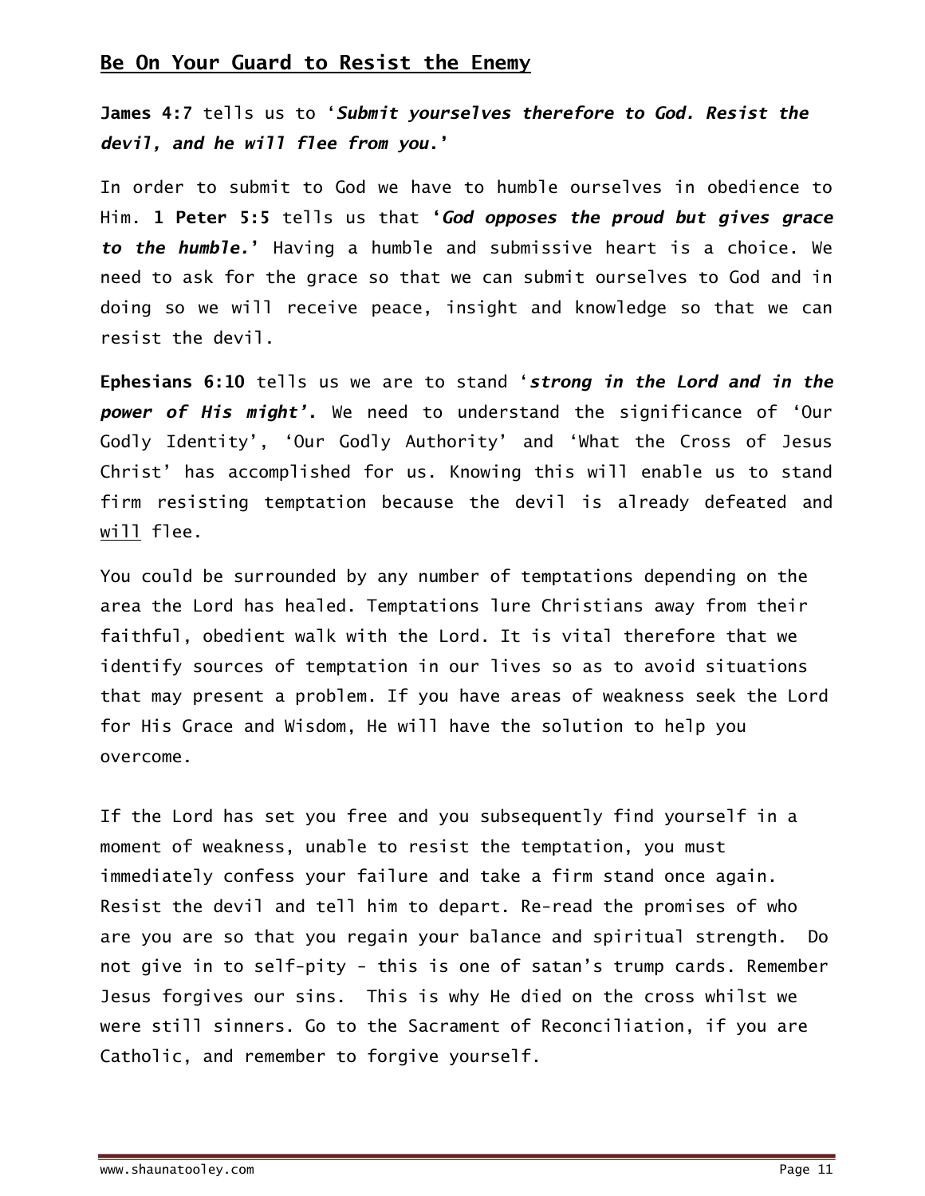## Be On Your Guard to Resist the Enemy

**James 4:7** tells us to '***Submit yourselves therefore to God. Resist the devil, and he will flee from you.***'

In order to submit to God we have to humble ourselves in obedience to Him. **1 Peter 5:5** tells us that **'*God opposes the proud but gives grace to the humble.*'** Having a humble and submissive heart is a choice. We need to ask for the grace so that we can submit ourselves to God and in doing so we will receive peace, insight and knowledge so that we can resist the devil.

**Ephesians 6:10** tells us we are to stand '***strong in the Lord and in the power of His might'***. We need to understand the significance of 'Our Godly Identity', 'Our Godly Authority' and 'What the Cross of Jesus Christ' has accomplished for us. Knowing this will enable us to stand firm resisting temptation because the devil is already defeated and <u>will</u> flee.

You could be surrounded by any number of temptations depending on the area the Lord has healed. Temptations lure Christians away from their faithful, obedient walk with the Lord. It is vital therefore that we identify sources of temptation in our lives so as to avoid situations that may present a problem. If you have areas of weakness seek the Lord for His Grace and Wisdom, He will have the solution to help you overcome.

If the Lord has set you free and you subsequently find yourself in a moment of weakness, unable to resist the temptation, you must immediately confess your failure and take a firm stand once again. Resist the devil and tell him to depart. Re-read the promises of who are you are so that you regain your balance and spiritual strength. Do not give in to self-pity - this is one of satan's trump cards. Remember Jesus forgives our sins. This is why He died on the cross whilst we were still sinners. Go to the Sacrament of Reconciliation, if you are Catholic, and remember to forgive yourself.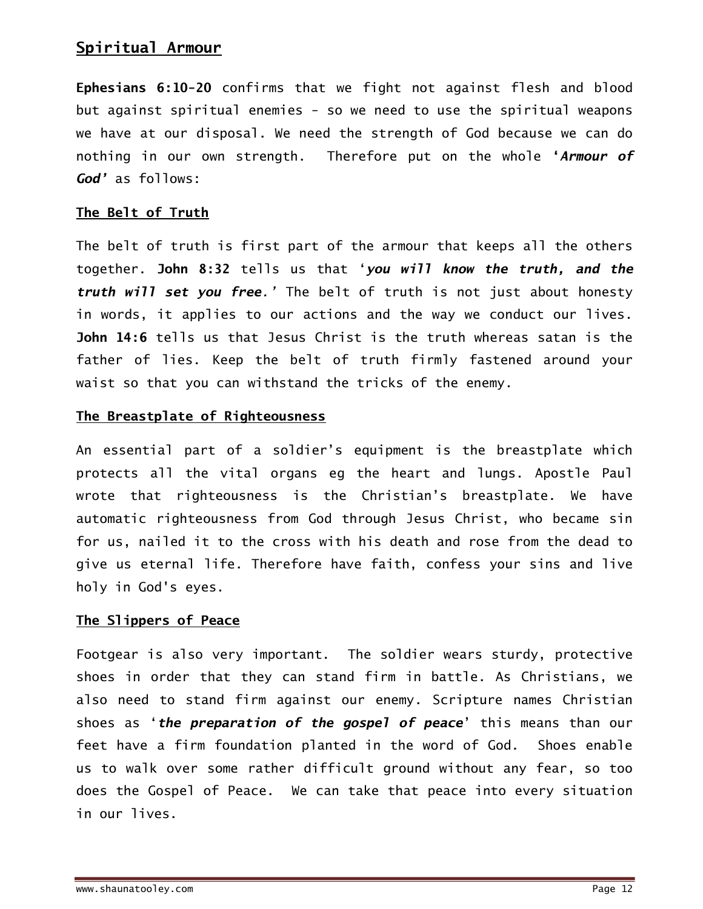## Spiritual Armour

**Ephesians 6:10-20** confirms that we fight not against flesh and blood but against spiritual enemies - so we need to use the spiritual weapons we have at our disposal. We need the strength of God because we can do nothing in our own strength. Therefore put on the whole **'*Armour of God'*** as follows:

### The Belt of Truth

The belt of truth is first part of the armour that keeps all the others together. **John 8:32** tells us that '***you will know the truth, and the truth will set you free.'*** The belt of truth is not just about honesty in words, it applies to our actions and the way we conduct our lives. **John 14:6** tells us that Jesus Christ is the truth whereas satan is the father of lies. Keep the belt of truth firmly fastened around your waist so that you can withstand the tricks of the enemy.

### The Breastplate of Righteousness

An essential part of a soldier's equipment is the breastplate which protects all the vital organs eg the heart and lungs. Apostle Paul wrote that righteousness is the Christian's breastplate. We have automatic righteousness from God through Jesus Christ, who became sin for us, nailed it to the cross with his death and rose from the dead to give us eternal life. Therefore have faith, confess your sins and live holy in God's eyes.

### The Slippers of Peace

Footgear is also very important. The soldier wears sturdy, protective shoes in order that they can stand firm in battle. As Christians, we also need to stand firm against our enemy. Scripture names Christian shoes as '***the preparation of the gospel of peace***' this means than our feet have a firm foundation planted in the word of God. Shoes enable us to walk over some rather difficult ground without any fear, so too does the Gospel of Peace. We can take that peace into every situation in our lives.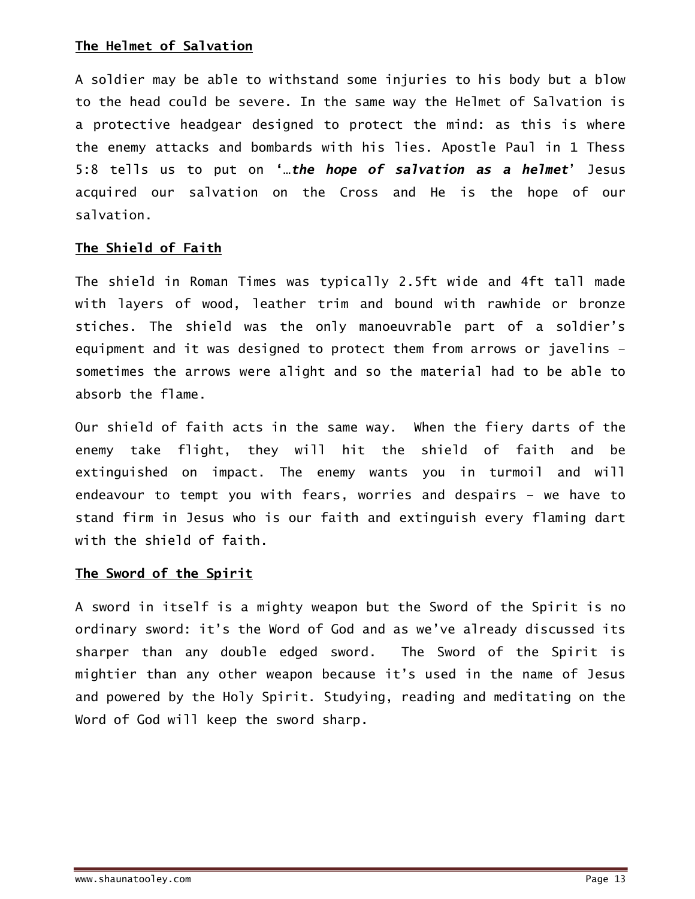**The Helmet of Salvation**

A soldier may be able to withstand some injuries to his body but a blow to the head could be severe. In the same way the Helmet of Salvation is a protective headgear designed to protect the mind: as this is where the enemy attacks and bombards with his lies. Apostle Paul in 1 Thess 5:8 tells us to put on '…***the hope of salvation as a helmet***' Jesus acquired our salvation on the Cross and He is the hope of our salvation.

**The Shield of Faith**

The shield in Roman Times was typically 2.5ft wide and 4ft tall made with layers of wood, leather trim and bound with rawhide or bronze stiches. The shield was the only manoeuvrable part of a soldier's equipment and it was designed to protect them from arrows or javelins – sometimes the arrows were alight and so the material had to be able to absorb the flame.

Our shield of faith acts in the same way. When the fiery darts of the enemy take flight, they will hit the shield of faith and be extinguished on impact. The enemy wants you in turmoil and will endeavour to tempt you with fears, worries and despairs – we have to stand firm in Jesus who is our faith and extinguish every flaming dart with the shield of faith.

**The Sword of the Spirit**

A sword in itself is a mighty weapon but the Sword of the Spirit is no ordinary sword: it's the Word of God and as we've already discussed its sharper than any double edged sword. The Sword of the Spirit is mightier than any other weapon because it's used in the name of Jesus and powered by the Holy Spirit. Studying, reading and meditating on the Word of God will keep the sword sharp.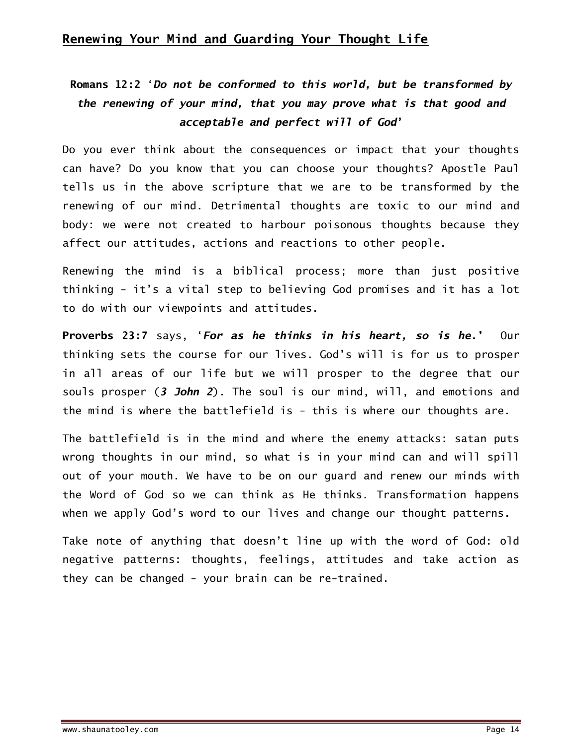## Renewing Your Mind and Guarding Your Thought Life

**Romans 12:2** '***Do not be conformed to this world, but be transformed by the renewing of your mind, that you may prove what is that good and acceptable and perfect will of God***'

Do you ever think about the consequences or impact that your thoughts can have? Do you know that you can choose your thoughts? Apostle Paul tells us in the above scripture that we are to be transformed by the renewing of our mind. Detrimental thoughts are toxic to our mind and body: we were not created to harbour poisonous thoughts because they affect our attitudes, actions and reactions to other people.

Renewing the mind is a biblical process; more than just positive thinking - it's a vital step to believing God promises and it has a lot to do with our viewpoints and attitudes.

**Proverbs 23:7** says, '***For as he thinks in his heart, so is he.***' Our thinking sets the course for our lives. God's will is for us to prosper in all areas of our life but we will prosper to the degree that our souls prosper (***3 John 2***). The soul is our mind, will, and emotions and the mind is where the battlefield is - this is where our thoughts are.

The battlefield is in the mind and where the enemy attacks: satan puts wrong thoughts in our mind, so what is in your mind can and will spill out of your mouth. We have to be on our guard and renew our minds with the Word of God so we can think as He thinks. Transformation happens when we apply God's word to our lives and change our thought patterns.

Take note of anything that doesn't line up with the word of God: old negative patterns: thoughts, feelings, attitudes and take action as they can be changed - your brain can be re-trained.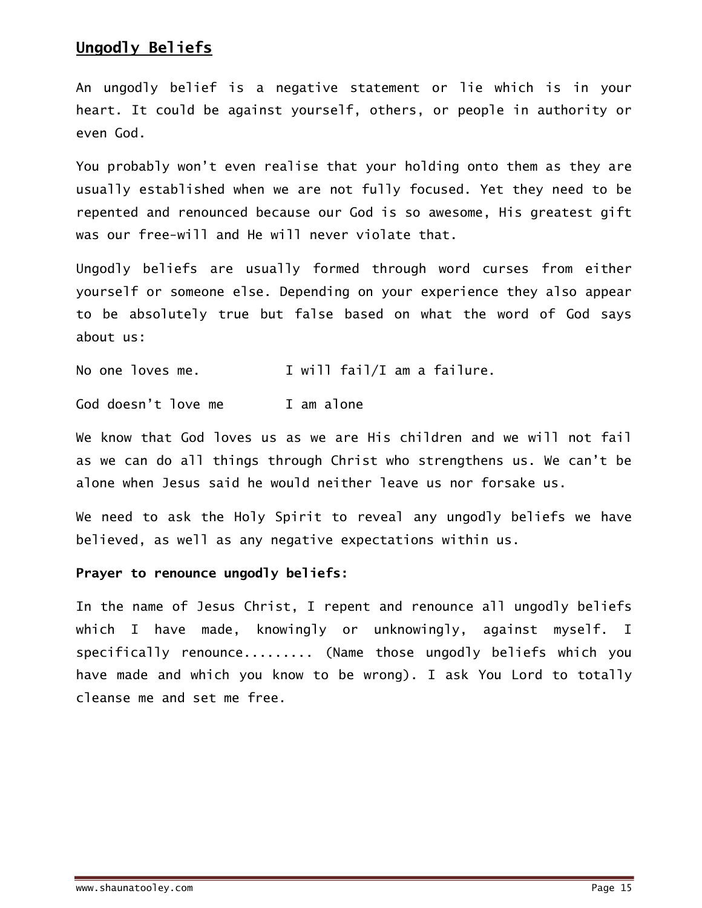## Ungodly Beliefs

An ungodly belief is a negative statement or lie which is in your heart. It could be against yourself, others, or people in authority or even God.

You probably won't even realise that your holding onto them as they are usually established when we are not fully focused. Yet they need to be repented and renounced because our God is so awesome, His greatest gift was our free-will and He will never violate that.

Ungodly beliefs are usually formed through word curses from either yourself or someone else. Depending on your experience they also appear to be absolutely true but false based on what the word of God says about us:

| | |
|---|---|
| No one loves me. | I will fail/I am a failure. |
| God doesn't love me | I am alone |

We know that God loves us as we are His children and we will not fail as we can do all things through Christ who strengthens us. We can't be alone when Jesus said he would neither leave us nor forsake us.

We need to ask the Holy Spirit to reveal any ungodly beliefs we have believed, as well as any negative expectations within us.

**Prayer to renounce ungodly beliefs:**

In the name of Jesus Christ, I repent and renounce all ungodly beliefs which I have made, knowingly or unknowingly, against myself. I specifically renounce......... (Name those ungodly beliefs which you have made and which you know to be wrong). I ask You Lord to totally cleanse me and set me free.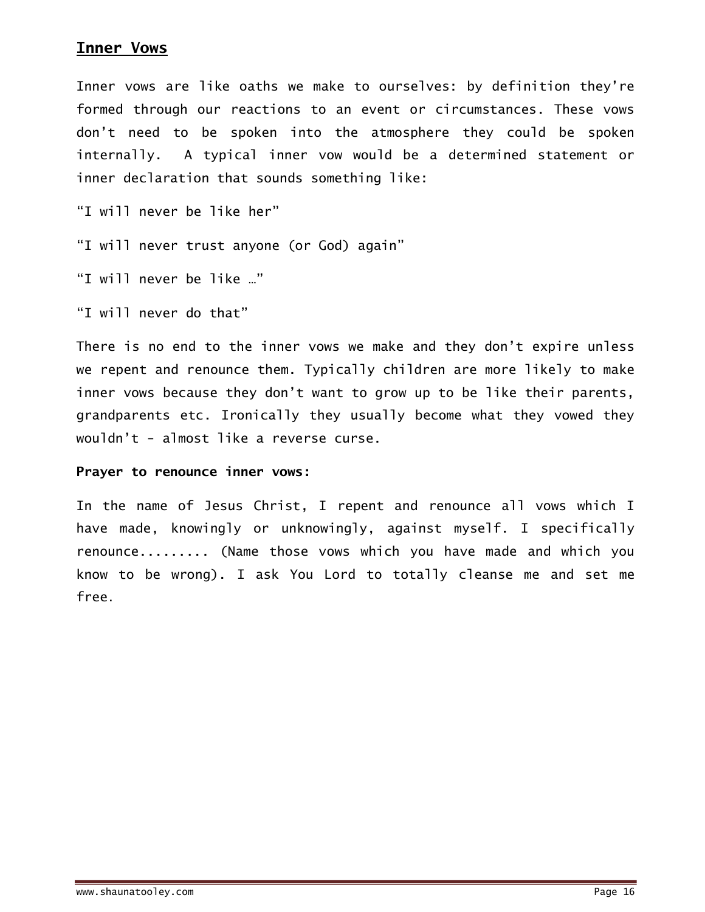## Inner Vows

Inner vows are like oaths we make to ourselves: by definition they're formed through our reactions to an event or circumstances. These vows don't need to be spoken into the atmosphere they could be spoken internally.  A typical inner vow would be a determined statement or inner declaration that sounds something like:

"I will never be like her"

"I will never trust anyone (or God) again"

"I will never be like …"

"I will never do that"

There is no end to the inner vows we make and they don't expire unless we repent and renounce them. Typically children are more likely to make inner vows because they don't want to grow up to be like their parents, grandparents etc. Ironically they usually become what they vowed they wouldn't - almost like a reverse curse.

**Prayer to renounce inner vows:**

In the name of Jesus Christ, I repent and renounce all vows which I have made, knowingly or unknowingly, against myself. I specifically renounce......... (Name those vows which you have made and which you know to be wrong). I ask You Lord to totally cleanse me and set me free.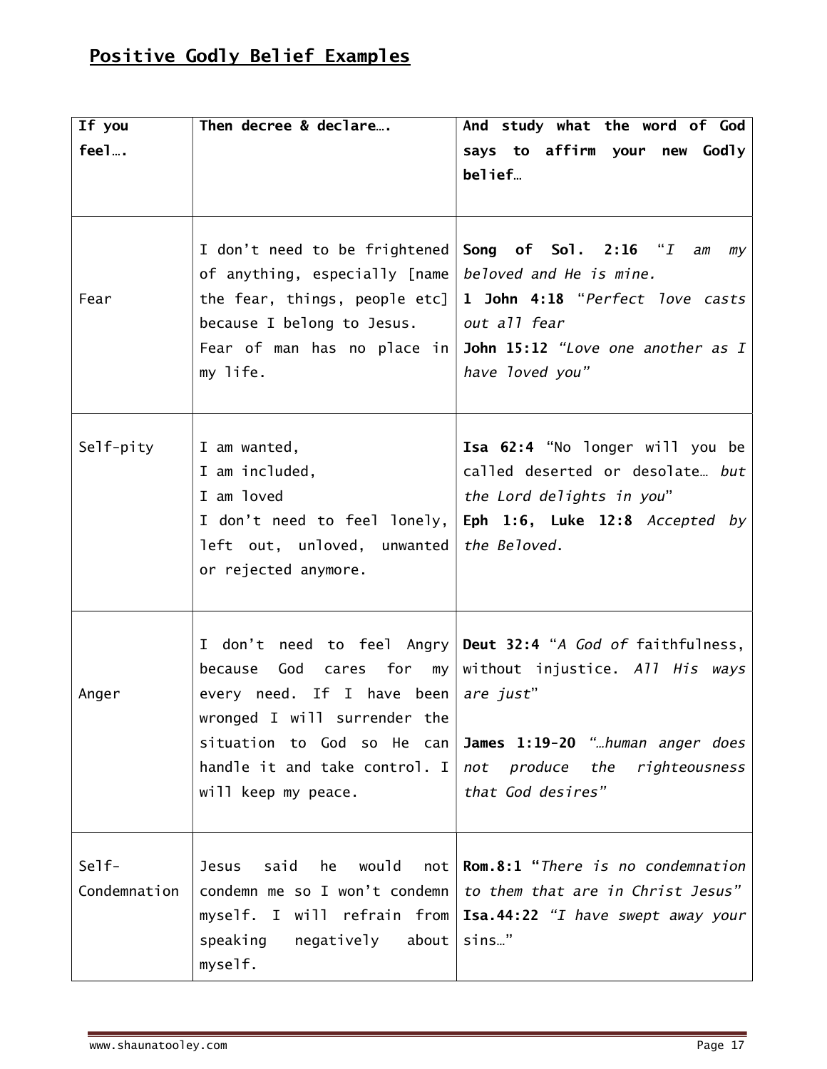## Positive Godly Belief Examples

| If you feel…. | Then decree & declare…. | And study what the word of God says to affirm your new Godly belief… |
|---|---|---|
| Fear | I don't need to be frightened of anything, especially [name the fear, things, people etc] because I belong to Jesus.<br>Fear of man has no place in my life. | **Song of Sol. 2:16** "*I am my beloved and He is mine.*<br>**1 John 4:18** "*Perfect love casts out all fear*<br>**John 15:12** *"Love one another as I have loved you"* |
| Self-pity | I am wanted,<br>I am included,<br>I am loved<br>I don't need to feel lonely, left out, unloved, unwanted or rejected anymore. | **Isa 62:4** "No longer will you be called deserted or desolate… *but the Lord delights in you*"<br>**Eph 1:6, Luke 12:8** *Accepted by the Beloved.* |
| Anger | I don't need to feel Angry because God cares for my every need. If I have been wronged I will surrender the situation to God so He can handle it and take control. I will keep my peace. | **Deut 32:4** "*A God of* faithfulness, without injustice. *All His ways are just*"<br><br>**James 1:19-20** *"…human anger does not produce the righteousness that God desires"* |
| Self-Condemnation | Jesus said he would not condemn me so I won't condemn myself. I will refrain from speaking negatively about myself. | **Rom.8:1** "*There is no condemnation to them that are in Christ Jesus"*<br>**Isa.44:22** *"I have swept away your* sins…" |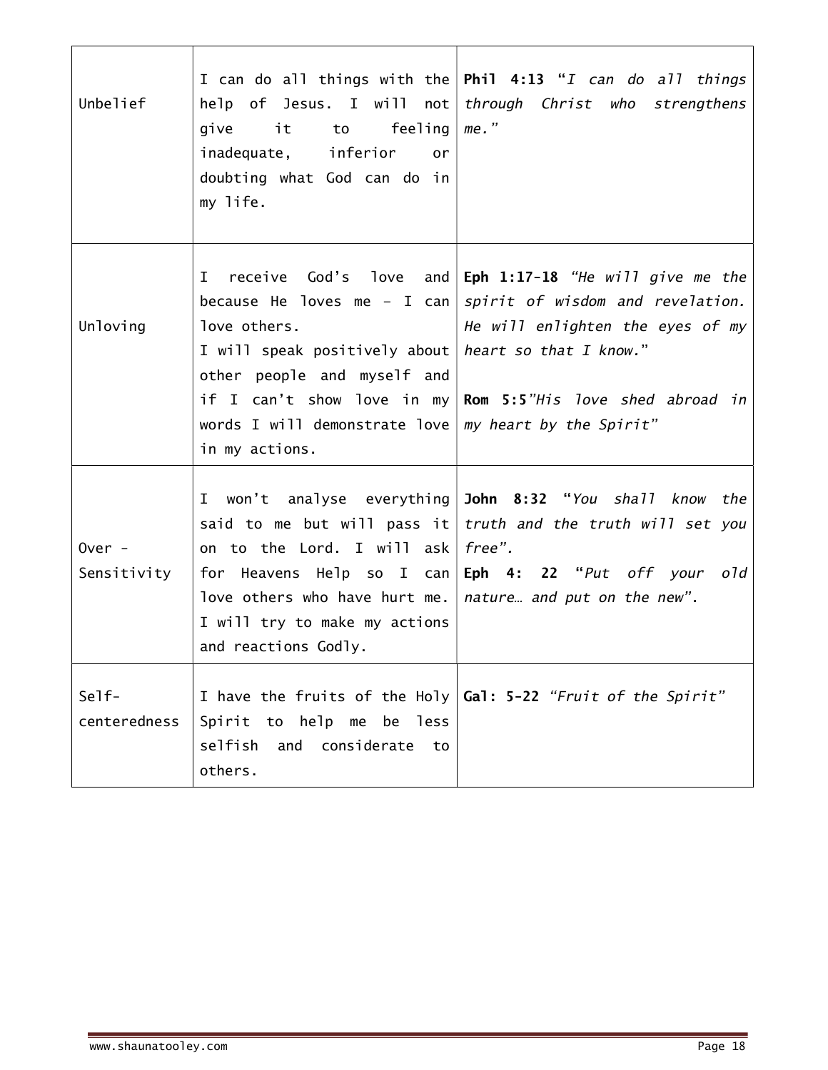| | | |
|---|---|---|
| Unbelief | I can do all things with the help of Jesus. I will not give it to feeling inadequate, inferior or doubting what God can do in my life. | **Phil 4:13** "*I can do all things through Christ who strengthens me.*" |
| Unloving | I receive God's love and because He loves me – I can love others.<br>I will speak positively about other people and myself and if I can't show love in my words I will demonstrate love in my actions. | **Eph 1:17-18** *"He will give me the spirit of wisdom and revelation. He will enlighten the eyes of my heart so that I know."*<br><br>**Rom 5:5***"His love shed abroad in my heart by the Spirit"* |
| Over - Sensitivity | I won't analyse everything said to me but will pass it on to the Lord. I will ask for Heavens Help so I can love others who have hurt me. I will try to make my actions and reactions Godly. | **John 8:32** "*You shall know the truth and the truth will set you free".*<br>**Eph 4: 22** "*Put off your old nature… and put on the new*". |
| Self-centeredness | I have the fruits of the Holy Spirit to help me be less selfish and considerate to others. | **Gal: 5-22** *"Fruit of the Spirit"* |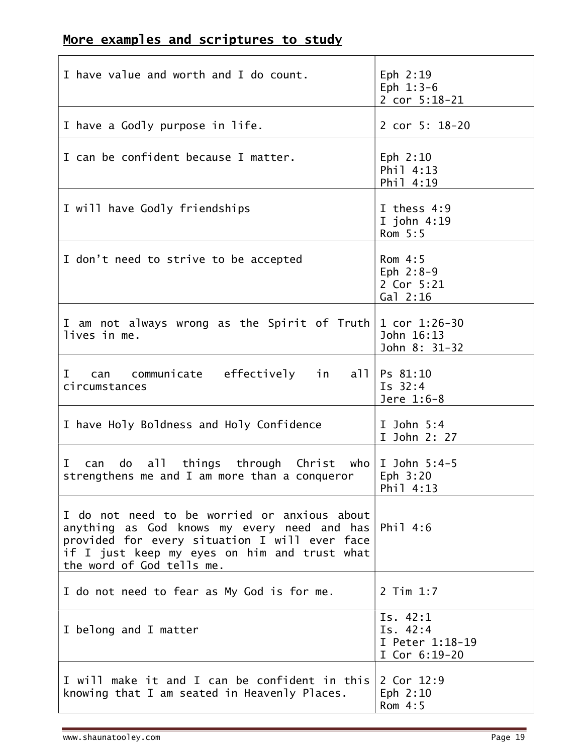## More examples and scriptures to study

| | |
|---|---|
| I have value and worth and I do count. | Eph 2:19<br>Eph 1:3-6<br>2 cor 5:18-21 |
| I have a Godly purpose in life. | 2 cor 5: 18-20 |
| I can be confident because I matter. | Eph 2:10<br>Phil 4:13<br>Phil 4:19 |
| I will have Godly friendships | I thess 4:9<br>I john 4:19<br>Rom 5:5 |
| I don't need to strive to be accepted | Rom 4:5<br>Eph 2:8-9<br>2 Cor 5:21<br>Gal 2:16 |
| I am not always wrong as the Spirit of Truth lives in me. | 1 cor 1:26-30<br>John 16:13<br>John 8: 31-32 |
| I can communicate effectively in all circumstances | Ps 81:10<br>Is 32:4<br>Jere 1:6-8 |
| I have Holy Boldness and Holy Confidence | I John 5:4<br>I John 2: 27 |
| I can do all things through Christ who strengthens me and I am more than a conqueror | I John 5:4-5<br>Eph 3:20<br>Phil 4:13 |
| I do not need to be worried or anxious about anything as God knows my every need and has provided for every situation I will ever face if I just keep my eyes on him and trust what the word of God tells me. | Phil 4:6 |
| I do not need to fear as My God is for me. | 2 Tim 1:7 |
| I belong and I matter | Is. 42:1<br>Is. 42:4<br>I Peter 1:18-19<br>I Cor 6:19-20 |
| I will make it and I can be confident in this knowing that I am seated in Heavenly Places. | 2 Cor 12:9<br>Eph 2:10<br>Rom 4:5 |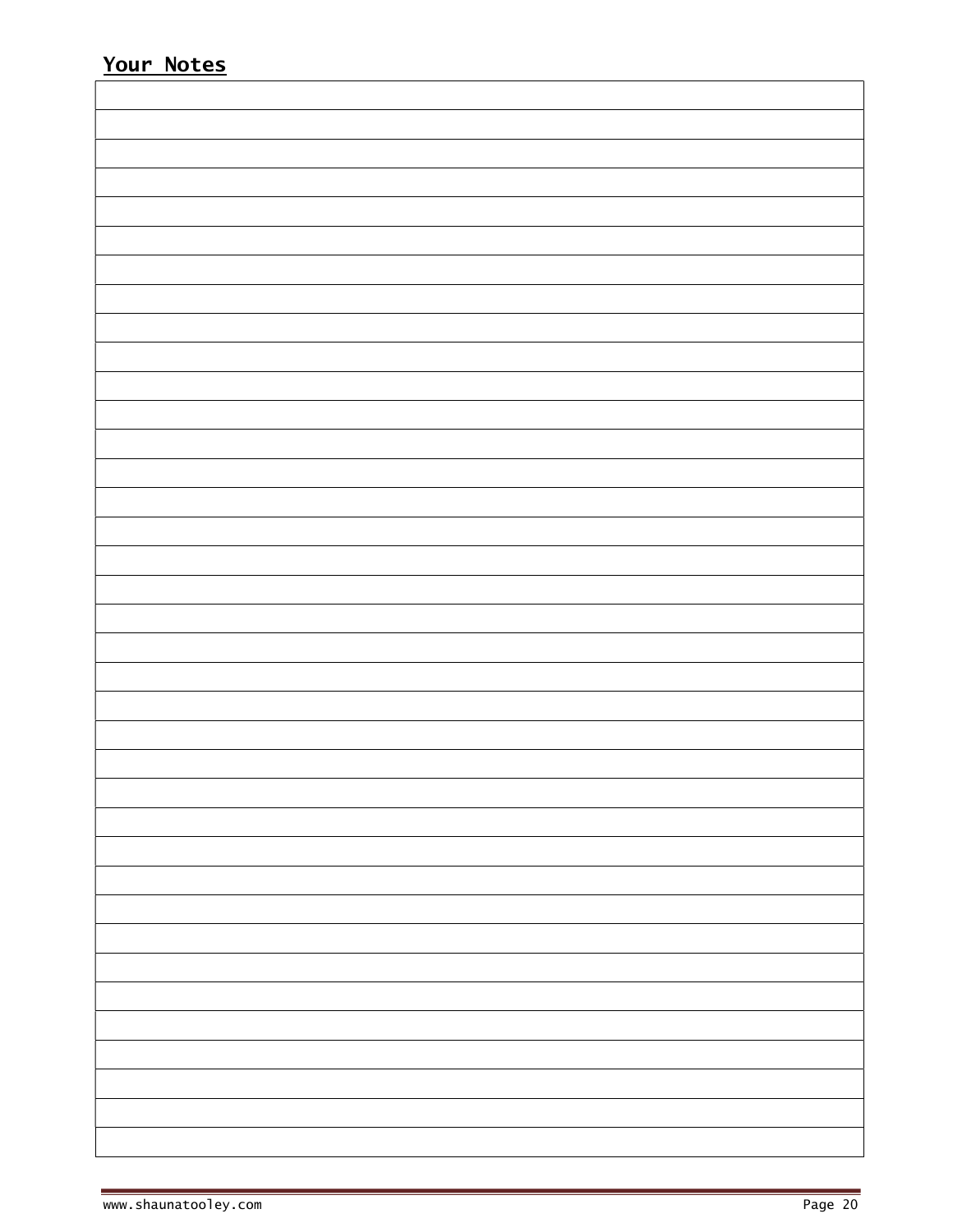## Your Notes